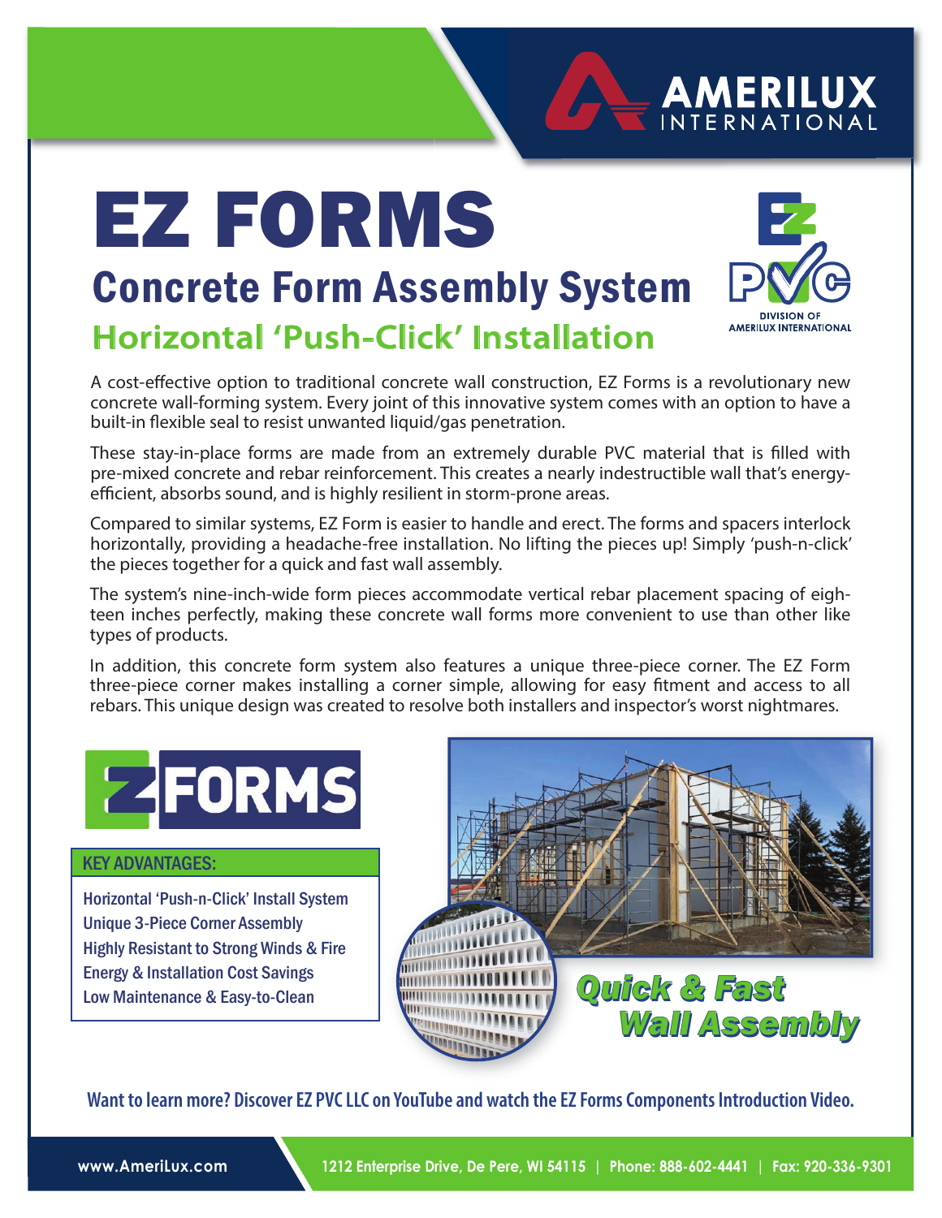AMERILUX INTERNATIONAL

# EZ FORMS

## Concrete Form Assembly System

### Horizontal 'Push-Click' Installation

EZ PVC
DIVISION OF AMERILUX INTERNATIONAL

A cost-effective option to traditional concrete wall construction, EZ Forms is a revolutionary new concrete wall-forming system. Every joint of this innovative system comes with an option to have a built-in flexible seal to resist unwanted liquid/gas penetration.

These stay-in-place forms are made from an extremely durable PVC material that is filled with pre-mixed concrete and rebar reinforcement. This creates a nearly indestructible wall that's energy-efficient, absorbs sound, and is highly resilient in storm-prone areas.

Compared to similar systems, EZ Form is easier to handle and erect. The forms and spacers interlock horizontally, providing a headache-free installation. No lifting the pieces up! Simply 'push-n-click' the pieces together for a quick and fast wall assembly.

The system's nine-inch-wide form pieces accommodate vertical rebar placement spacing of eighteen inches perfectly, making these concrete wall forms more convenient to use than other like types of products.

In addition, this concrete form system also features a unique three-piece corner. The EZ Form three-piece corner makes installing a corner simple, allowing for easy fitment and access to all rebars. This unique design was created to resolve both installers and inspector's worst nightmares.

EZ FORMS

**KEY ADVANTAGES:**

- Horizontal 'Push-n-Click' Install System
- Unique 3-Piece Corner Assembly
- Highly Resistant to Strong Winds & Fire
- Energy & Installation Cost Savings
- Low Maintenance & Easy-to-Clean

*Quick & Fast Wall Assembly*

**Want to learn more? Discover EZ PVC LLC on YouTube and watch the EZ Forms Components Introduction Video.**

www.AmeriLux.com | 1212 Enterprise Drive, De Pere, WI 54115 | Phone: 888-602-4441 | Fax: 920-336-9301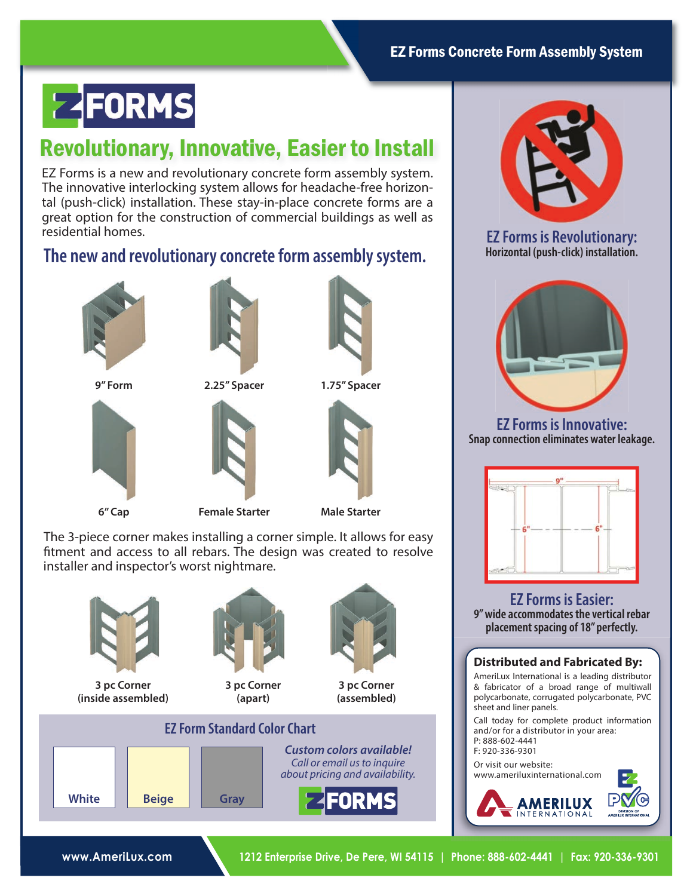# EZ FORMS

EZ Forms Concrete Form Assembly System

## Revolutionary, Innovative, Easier to Install

EZ Forms is a new and revolutionary concrete form assembly system. The innovative interlocking system allows for headache-free horizontal (push-click) installation. These stay-in-place concrete forms are a great option for the construction of commercial buildings as well as residential homes.

## The new and revolutionary concrete form assembly system.

9" Form

2.25" Spacer

1.75" Spacer

6" Cap

Female Starter

Male Starter

The 3-piece corner makes installing a corner simple. It allows for easy fitment and access to all rebars. The design was created to resolve installer and inspector's worst nightmare.

3 pc Corner (inside assembled)

3 pc Corner (apart)

3 pc Corner (assembled)

### EZ Form Standard Color Chart

White

Beige

Gray

*Custom colors available!*
*Call or email us to inquire about pricing and availability.*

### EZ Forms is Revolutionary:
**Horizontal (push-click) installation.**

### EZ Forms is Innovative:
**Snap connection eliminates water leakage.**

9"

6"

6"

### EZ Forms is Easier:
**9" wide accommodates the vertical rebar placement spacing of 18" perfectly.**

### Distributed and Fabricated By:

AmeriLux International is a leading distributor & fabricator of a broad range of multiwall polycarbonate, corrugated polycarbonate, PVC sheet and liner panels.

Call today for complete product information and/or for a distributor in your area:
P: 888-602-4441
F: 920-336-9301

Or visit our website:
www.ameriluxinternational.com

AMERILUX INTERNATIONAL

EZ PVC DIVISION OF AMERILUX INTERNATIONAL

www.AmeriLux.com | 1212 Enterprise Drive, De Pere, WI 54115 | Phone: 888-602-4441 | Fax: 920-336-9301